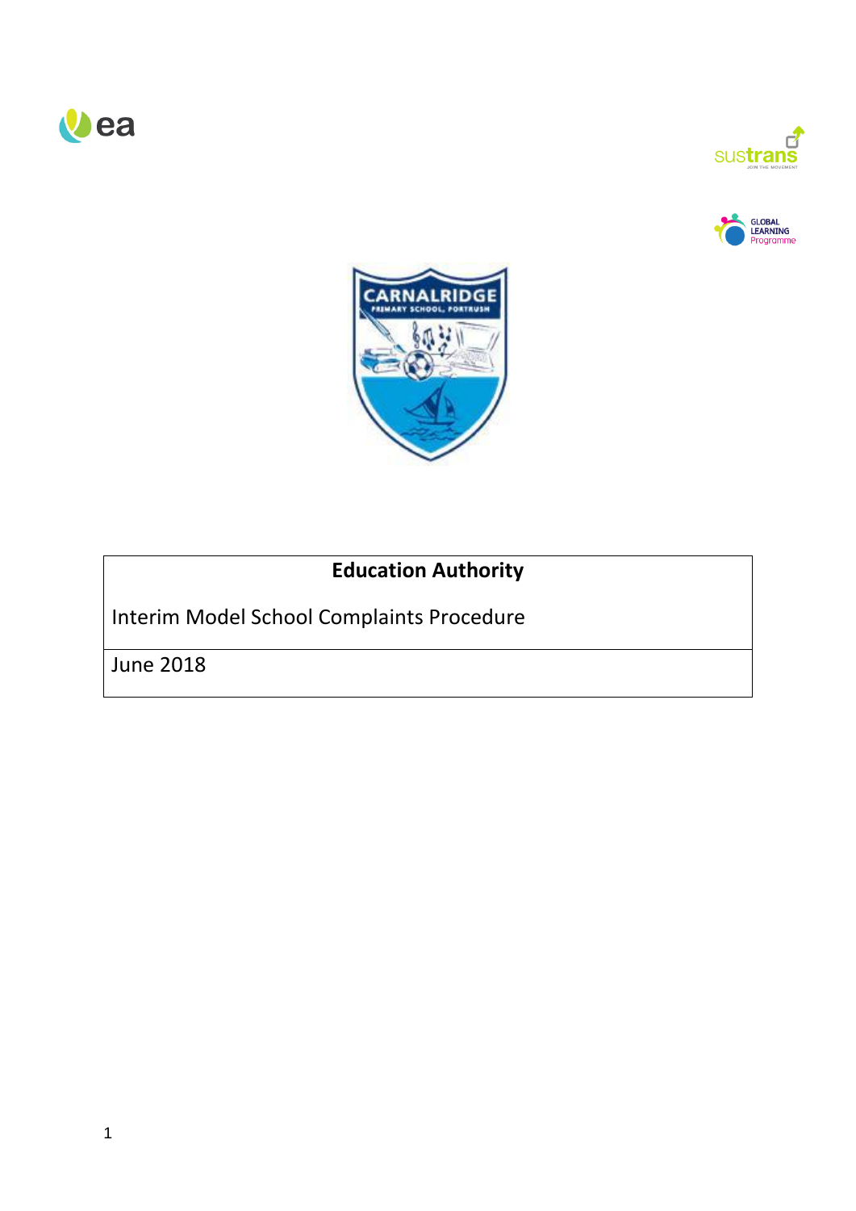**Education Authority**

Interim Model School Complaints Procedure

June 2018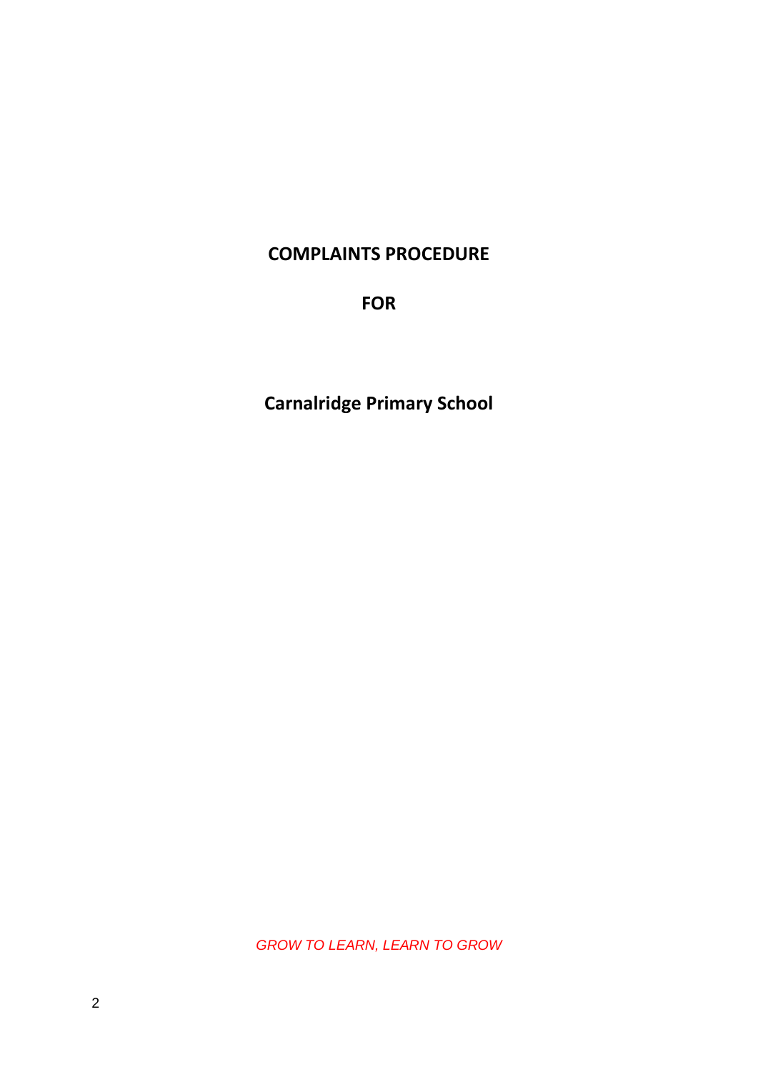# COMPLAINTS PROCEDURE

# FOR

# Carnalridge Primary School

*GROW TO LEARN, LEARN TO GROW*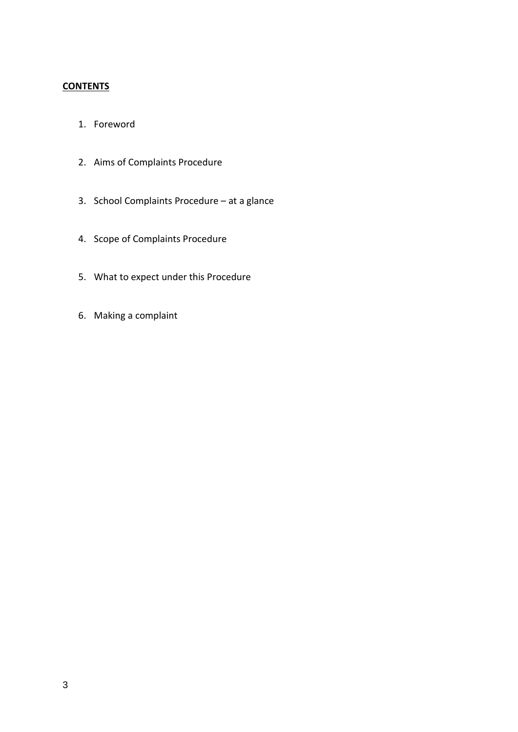## **CONTENTS**

1. Foreword
2. Aims of Complaints Procedure
3. School Complaints Procedure – at a glance
4. Scope of Complaints Procedure
5. What to expect under this Procedure
6. Making a complaint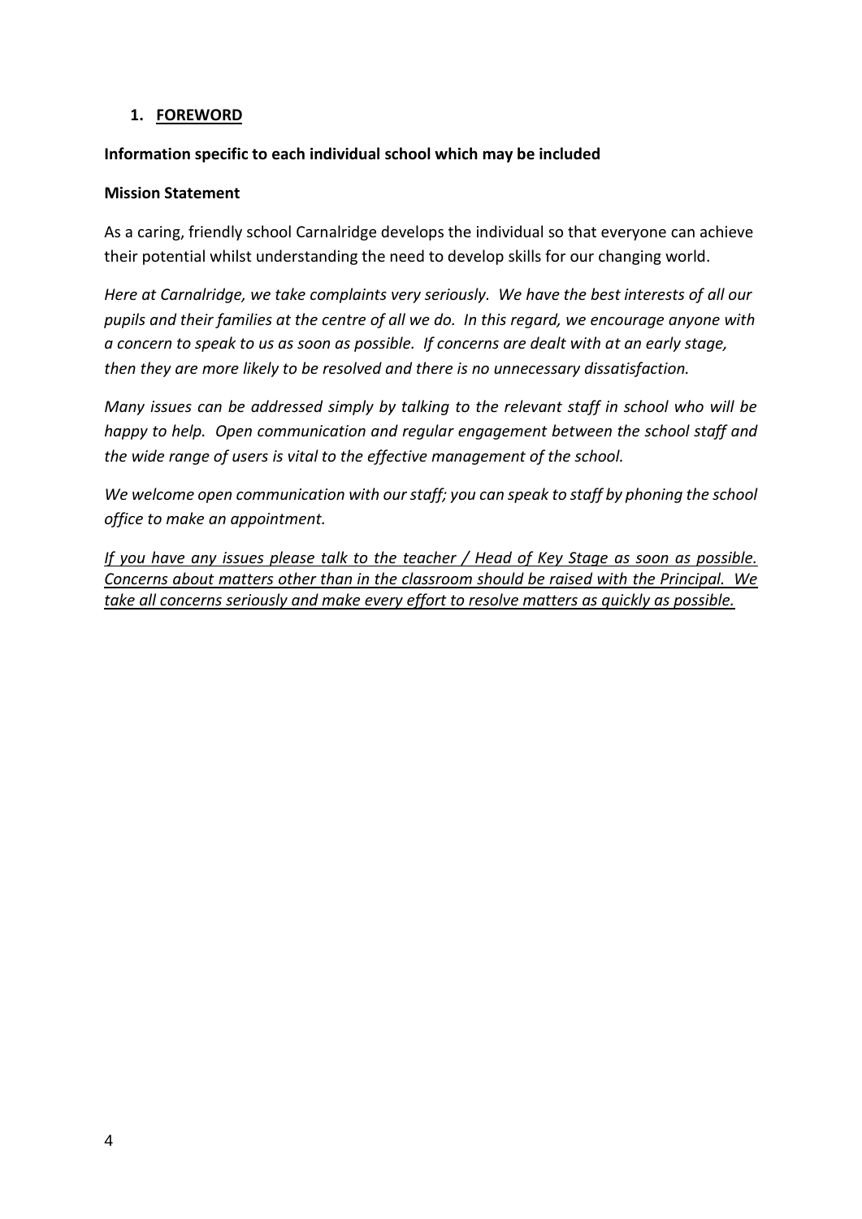## 1. FOREWORD

**Information specific to each individual school which may be included**

**Mission Statement**

As a caring, friendly school Carnalridge develops the individual so that everyone can achieve their potential whilst understanding the need to develop skills for our changing world.

*Here at Carnalridge, we take complaints very seriously. We have the best interests of all our pupils and their families at the centre of all we do. In this regard, we encourage anyone with a concern to speak to us as soon as possible. If concerns are dealt with at an early stage, then they are more likely to be resolved and there is no unnecessary dissatisfaction.*

*Many issues can be addressed simply by talking to the relevant staff in school who will be happy to help. Open communication and regular engagement between the school staff and the wide range of users is vital to the effective management of the school.*

*We welcome open communication with our staff; you can speak to staff by phoning the school office to make an appointment.*

<u>*If you have any issues please talk to the teacher / Head of Key Stage as soon as possible. Concerns about matters other than in the classroom should be raised with the Principal. We take all concerns seriously and make every effort to resolve matters as quickly as possible.*</u>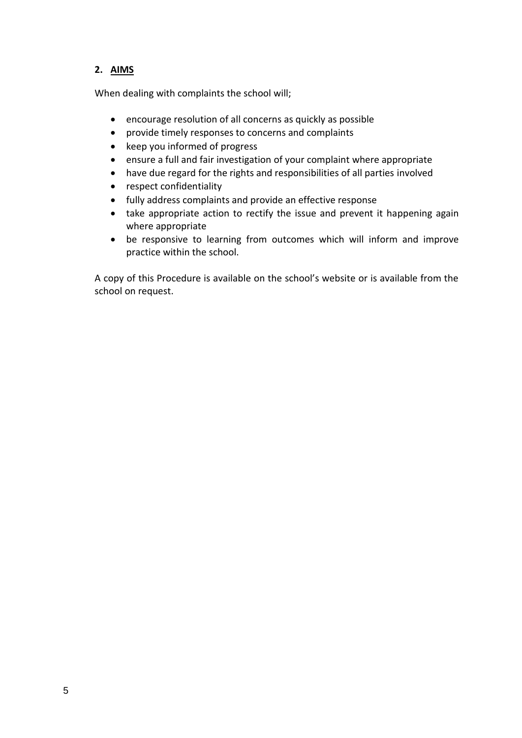## 2. **AIMS**

When dealing with complaints the school will;

- encourage resolution of all concerns as quickly as possible
- provide timely responses to concerns and complaints
- keep you informed of progress
- ensure a full and fair investigation of your complaint where appropriate
- have due regard for the rights and responsibilities of all parties involved
- respect confidentiality
- fully address complaints and provide an effective response
- take appropriate action to rectify the issue and prevent it happening again where appropriate
- be responsive to learning from outcomes which will inform and improve practice within the school.

A copy of this Procedure is available on the school's website or is available from the school on request.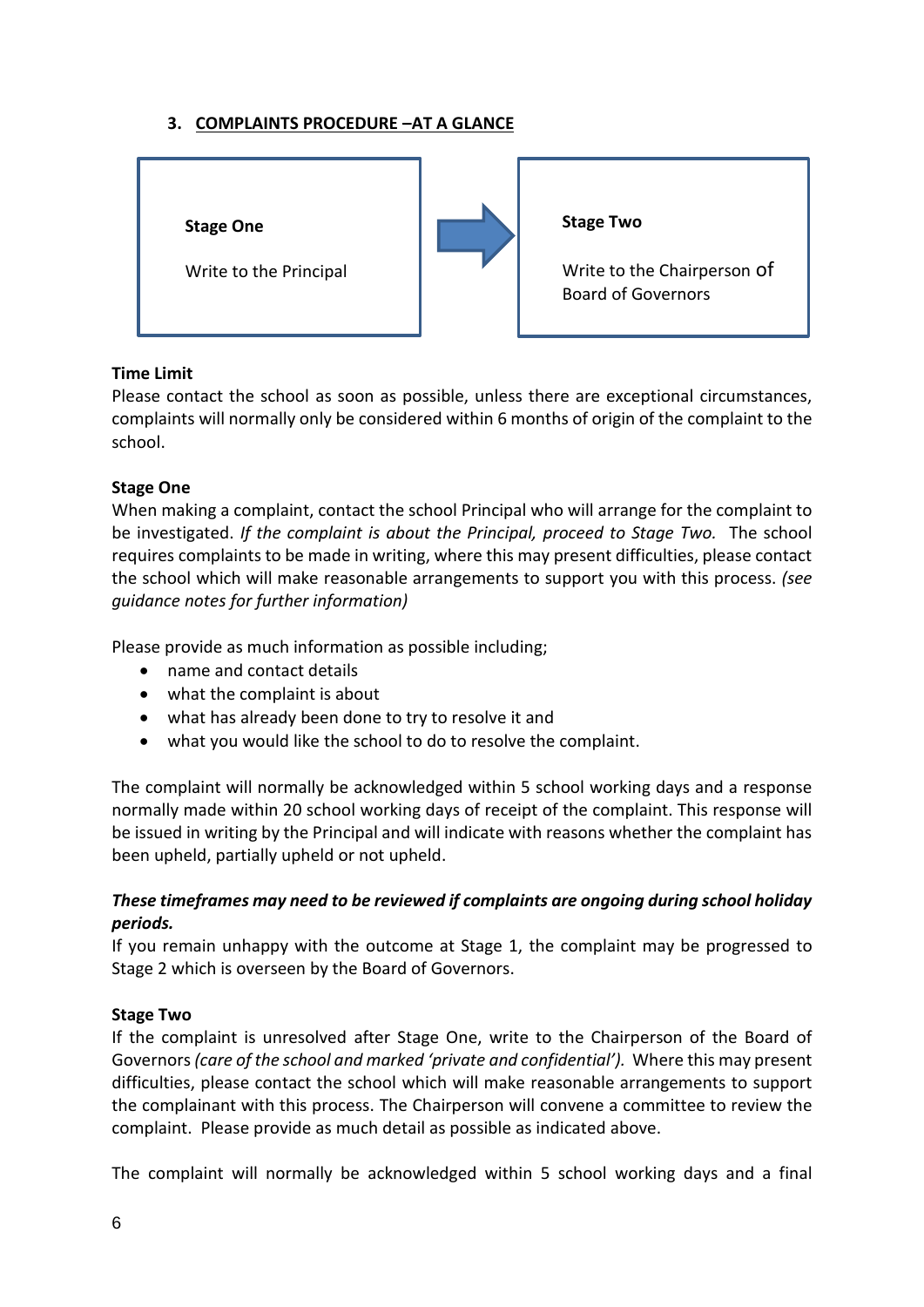### 3. COMPLAINTS PROCEDURE –AT A GLANCE

| **Stage One** | | **Stage Two** |
|---|---|---|
| Write to the Principal | → | Write to the Chairperson of Board of Governors |

**Time Limit**
Please contact the school as soon as possible, unless there are exceptional circumstances, complaints will normally only be considered within 6 months of origin of the complaint to the school.

**Stage One**
When making a complaint, contact the school Principal who will arrange for the complaint to be investigated. *If the complaint is about the Principal, proceed to Stage Two.* The school requires complaints to be made in writing, where this may present difficulties, please contact the school which will make reasonable arrangements to support you with this process. *(see guidance notes for further information)*

Please provide as much information as possible including;

- name and contact details
- what the complaint is about
- what has already been done to try to resolve it and
- what you would like the school to do to resolve the complaint.

The complaint will normally be acknowledged within 5 school working days and a response normally made within 20 school working days of receipt of the complaint. This response will be issued in writing by the Principal and will indicate with reasons whether the complaint has been upheld, partially upheld or not upheld.

***These timeframes may need to be reviewed if complaints are ongoing during school holiday periods.***

If you remain unhappy with the outcome at Stage 1, the complaint may be progressed to Stage 2 which is overseen by the Board of Governors.

**Stage Two**
If the complaint is unresolved after Stage One, write to the Chairperson of the Board of Governors *(care of the school and marked 'private and confidential').* Where this may present difficulties, please contact the school which will make reasonable arrangements to support the complainant with this process. The Chairperson will convene a committee to review the complaint. Please provide as much detail as possible as indicated above.

The complaint will normally be acknowledged within 5 school working days and a final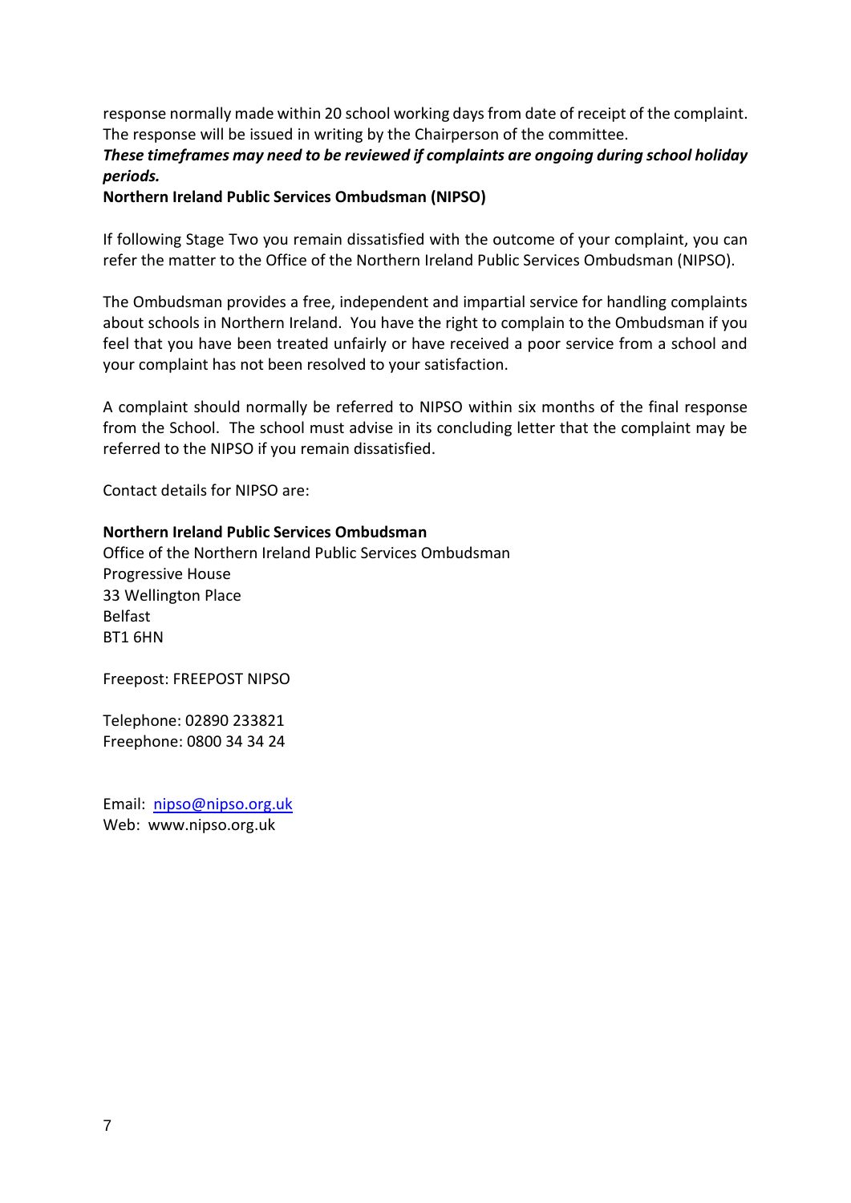response normally made within 20 school working days from date of receipt of the complaint. The response will be issued in writing by the Chairperson of the committee.

***These timeframes may need to be reviewed if complaints are ongoing during school holiday periods.***

**Northern Ireland Public Services Ombudsman (NIPSO)**

If following Stage Two you remain dissatisfied with the outcome of your complaint, you can refer the matter to the Office of the Northern Ireland Public Services Ombudsman (NIPSO).

The Ombudsman provides a free, independent and impartial service for handling complaints about schools in Northern Ireland. You have the right to complain to the Ombudsman if you feel that you have been treated unfairly or have received a poor service from a school and your complaint has not been resolved to your satisfaction.

A complaint should normally be referred to NIPSO within six months of the final response from the School. The school must advise in its concluding letter that the complaint may be referred to the NIPSO if you remain dissatisfied.

Contact details for NIPSO are:

**Northern Ireland Public Services Ombudsman**
Office of the Northern Ireland Public Services Ombudsman
Progressive House
33 Wellington Place
Belfast
BT1 6HN

Freepost: FREEPOST NIPSO

Telephone: 02890 233821
Freephone: 0800 34 34 24

Email: nipso@nipso.org.uk
Web: www.nipso.org.uk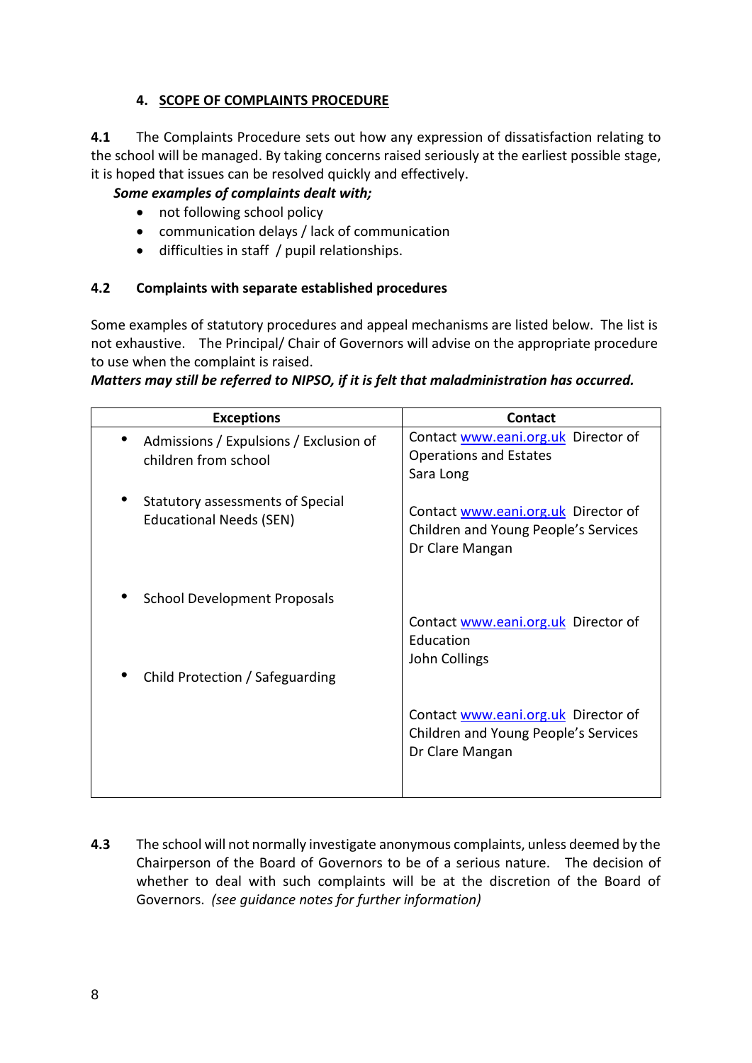## 4. SCOPE OF COMPLAINTS PROCEDURE

**4.1** The Complaints Procedure sets out how any expression of dissatisfaction relating to the school will be managed. By taking concerns raised seriously at the earliest possible stage, it is hoped that issues can be resolved quickly and effectively.

***Some examples of complaints dealt with;***

- not following school policy
- communication delays / lack of communication
- difficulties in staff / pupil relationships.

### 4.2 Complaints with separate established procedures

Some examples of statutory procedures and appeal mechanisms are listed below. The list is not exhaustive. The Principal/ Chair of Governors will advise on the appropriate procedure to use when the complaint is raised.

***Matters may still be referred to NIPSO, if it is felt that maladministration has occurred.***

| Exceptions | Contact |
|---|---|
| • Admissions / Expulsions / Exclusion of children from school | Contact www.eani.org.uk Director of Operations and Estates Sara Long |
| • Statutory assessments of Special Educational Needs (SEN) | Contact www.eani.org.uk Director of Children and Young People's Services Dr Clare Mangan |
| • School Development Proposals | Contact www.eani.org.uk Director of Education John Collings |
| • Child Protection / Safeguarding | Contact www.eani.org.uk Director of Children and Young People's Services Dr Clare Mangan |

**4.3** The school will not normally investigate anonymous complaints, unless deemed by the Chairperson of the Board of Governors to be of a serious nature. The decision of whether to deal with such complaints will be at the discretion of the Board of Governors. *(see guidance notes for further information)*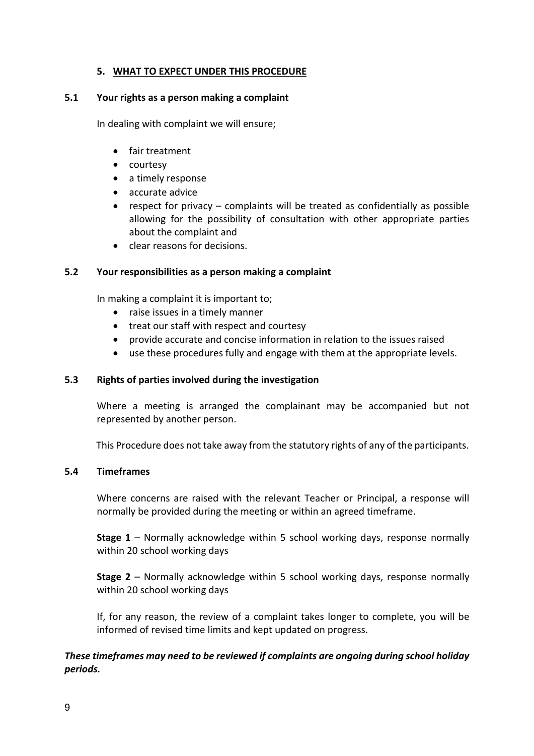## 5. WHAT TO EXPECT UNDER THIS PROCEDURE

### 5.1 Your rights as a person making a complaint

In dealing with complaint we will ensure;

- fair treatment
- courtesy
- a timely response
- accurate advice
- respect for privacy – complaints will be treated as confidentially as possible allowing for the possibility of consultation with other appropriate parties about the complaint and
- clear reasons for decisions.

### 5.2 Your responsibilities as a person making a complaint

In making a complaint it is important to;

- raise issues in a timely manner
- treat our staff with respect and courtesy
- provide accurate and concise information in relation to the issues raised
- use these procedures fully and engage with them at the appropriate levels.

### 5.3 Rights of parties involved during the investigation

Where a meeting is arranged the complainant may be accompanied but not represented by another person.

This Procedure does not take away from the statutory rights of any of the participants.

### 5.4 Timeframes

Where concerns are raised with the relevant Teacher or Principal, a response will normally be provided during the meeting or within an agreed timeframe.

**Stage 1** – Normally acknowledge within 5 school working days, response normally within 20 school working days

**Stage 2** – Normally acknowledge within 5 school working days, response normally within 20 school working days

If, for any reason, the review of a complaint takes longer to complete, you will be informed of revised time limits and kept updated on progress.

***These timeframes may need to be reviewed if complaints are ongoing during school holiday periods.***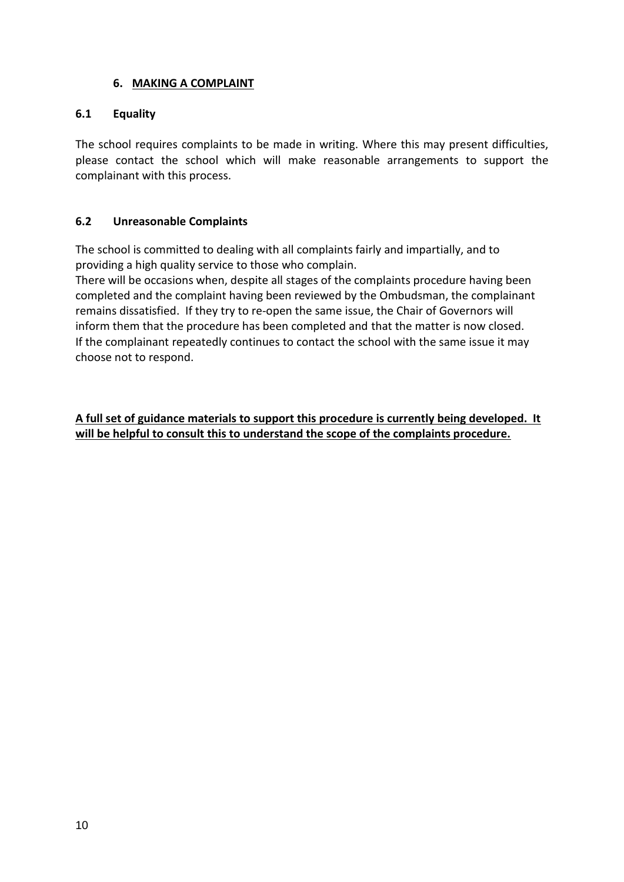## 6. MAKING A COMPLAINT

### 6.1 Equality

The school requires complaints to be made in writing. Where this may present difficulties, please contact the school which will make reasonable arrangements to support the complainant with this process.

### 6.2 Unreasonable Complaints

The school is committed to dealing with all complaints fairly and impartially, and to providing a high quality service to those who complain.

There will be occasions when, despite all stages of the complaints procedure having been completed and the complaint having been reviewed by the Ombudsman, the complainant remains dissatisfied. If they try to re-open the same issue, the Chair of Governors will inform them that the procedure has been completed and that the matter is now closed.

If the complainant repeatedly continues to contact the school with the same issue it may choose not to respond.

**A full set of guidance materials to support this procedure is currently being developed. It will be helpful to consult this to understand the scope of the complaints procedure.**